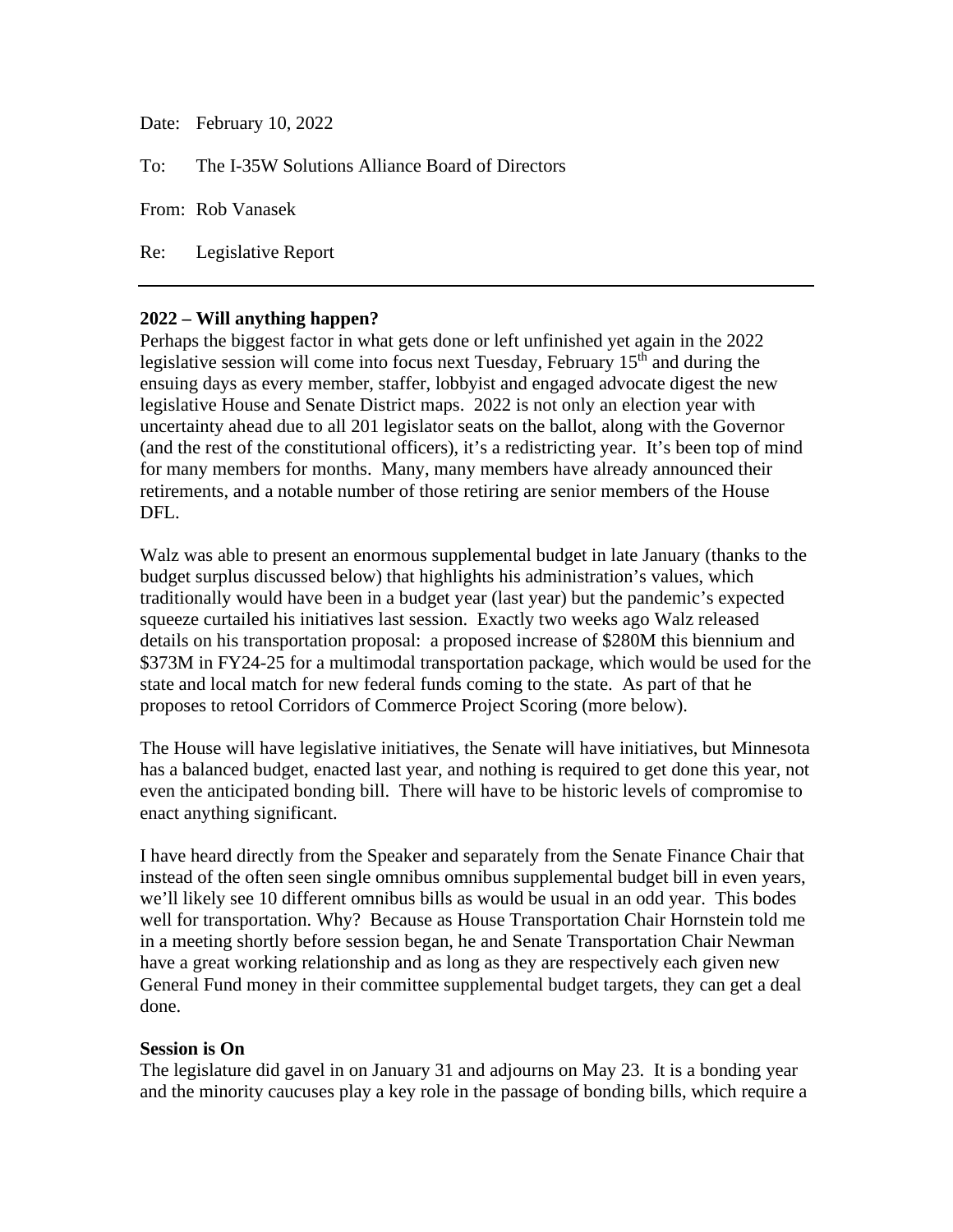Date: February 10, 2022

To: The I-35W Solutions Alliance Board of Directors

From: Rob Vanasek

Re: Legislative Report

---

**2022 – Will anything happen?**
Perhaps the biggest factor in what gets done or left unfinished yet again in the 2022 legislative session will come into focus next Tuesday, February 15th and during the ensuing days as every member, staffer, lobbyist and engaged advocate digest the new legislative House and Senate District maps. 2022 is not only an election year with uncertainty ahead due to all 201 legislator seats on the ballot, along with the Governor (and the rest of the constitutional officers), it's a redistricting year. It's been top of mind for many members for months. Many, many members have already announced their retirements, and a notable number of those retiring are senior members of the House DFL.

Walz was able to present an enormous supplemental budget in late January (thanks to the budget surplus discussed below) that highlights his administration's values, which traditionally would have been in a budget year (last year) but the pandemic's expected squeeze curtailed his initiatives last session. Exactly two weeks ago Walz released details on his transportation proposal: a proposed increase of $280M this biennium and $373M in FY24-25 for a multimodal transportation package, which would be used for the state and local match for new federal funds coming to the state. As part of that he proposes to retool Corridors of Commerce Project Scoring (more below).

The House will have legislative initiatives, the Senate will have initiatives, but Minnesota has a balanced budget, enacted last year, and nothing is required to get done this year, not even the anticipated bonding bill. There will have to be historic levels of compromise to enact anything significant.

I have heard directly from the Speaker and separately from the Senate Finance Chair that instead of the often seen single omnibus omnibus supplemental budget bill in even years, we'll likely see 10 different omnibus bills as would be usual in an odd year. This bodes well for transportation. Why? Because as House Transportation Chair Hornstein told me in a meeting shortly before session began, he and Senate Transportation Chair Newman have a great working relationship and as long as they are respectively each given new General Fund money in their committee supplemental budget targets, they can get a deal done.

**Session is On**
The legislature did gavel in on January 31 and adjourns on May 23. It is a bonding year and the minority caucuses play a key role in the passage of bonding bills, which require a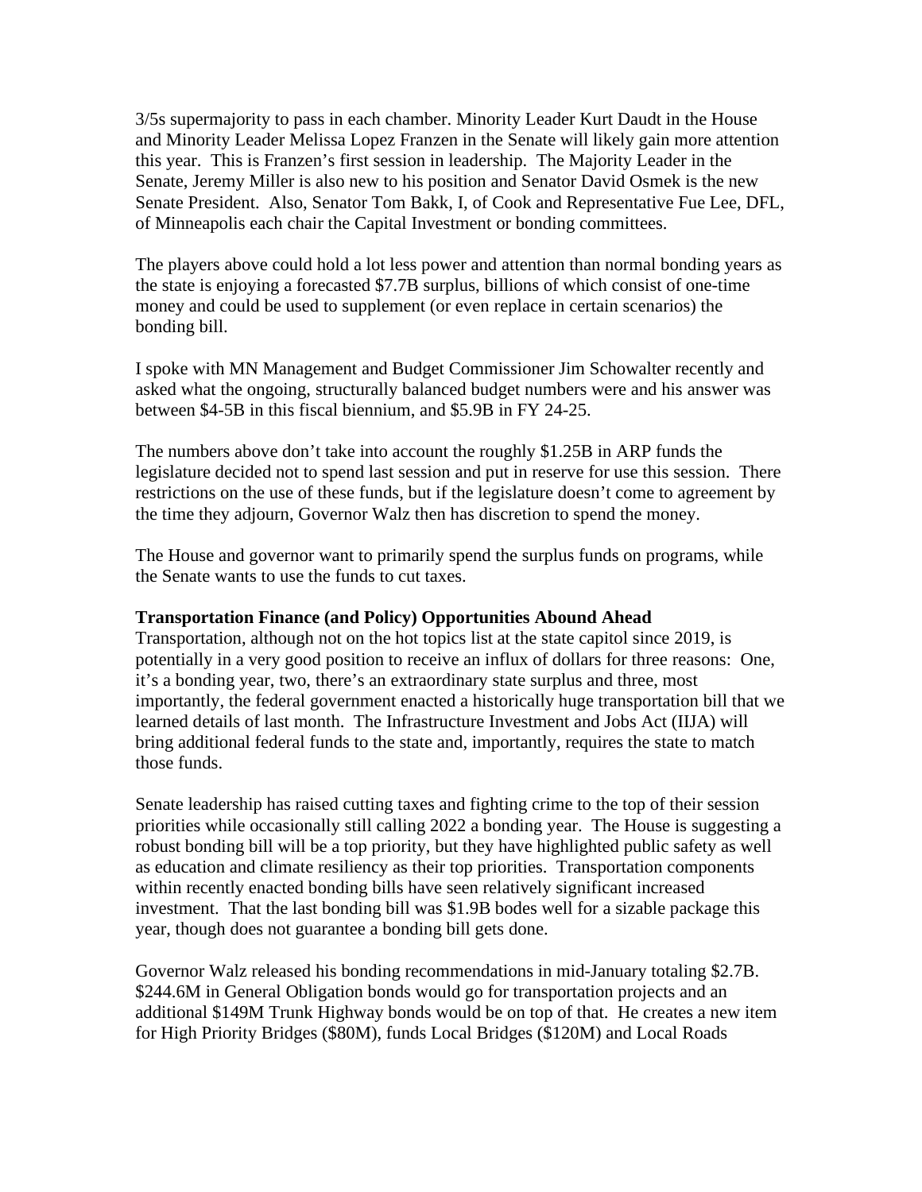3/5s supermajority to pass in each chamber. Minority Leader Kurt Daudt in the House and Minority Leader Melissa Lopez Franzen in the Senate will likely gain more attention this year. This is Franzen's first session in leadership. The Majority Leader in the Senate, Jeremy Miller is also new to his position and Senator David Osmek is the new Senate President. Also, Senator Tom Bakk, I, of Cook and Representative Fue Lee, DFL, of Minneapolis each chair the Capital Investment or bonding committees.

The players above could hold a lot less power and attention than normal bonding years as the state is enjoying a forecasted $7.7B surplus, billions of which consist of one-time money and could be used to supplement (or even replace in certain scenarios) the bonding bill.

I spoke with MN Management and Budget Commissioner Jim Schowalter recently and asked what the ongoing, structurally balanced budget numbers were and his answer was between $4-5B in this fiscal biennium, and $5.9B in FY 24-25.

The numbers above don't take into account the roughly $1.25B in ARP funds the legislature decided not to spend last session and put in reserve for use this session. There restrictions on the use of these funds, but if the legislature doesn't come to agreement by the time they adjourn, Governor Walz then has discretion to spend the money.

The House and governor want to primarily spend the surplus funds on programs, while the Senate wants to use the funds to cut taxes.

**Transportation Finance (and Policy) Opportunities Abound Ahead**

Transportation, although not on the hot topics list at the state capitol since 2019, is potentially in a very good position to receive an influx of dollars for three reasons: One, it's a bonding year, two, there's an extraordinary state surplus and three, most importantly, the federal government enacted a historically huge transportation bill that we learned details of last month. The Infrastructure Investment and Jobs Act (IIJA) will bring additional federal funds to the state and, importantly, requires the state to match those funds.

Senate leadership has raised cutting taxes and fighting crime to the top of their session priorities while occasionally still calling 2022 a bonding year. The House is suggesting a robust bonding bill will be a top priority, but they have highlighted public safety as well as education and climate resiliency as their top priorities. Transportation components within recently enacted bonding bills have seen relatively significant increased investment. That the last bonding bill was $1.9B bodes well for a sizable package this year, though does not guarantee a bonding bill gets done.

Governor Walz released his bonding recommendations in mid-January totaling $2.7B. $244.6M in General Obligation bonds would go for transportation projects and an additional $149M Trunk Highway bonds would be on top of that. He creates a new item for High Priority Bridges ($80M), funds Local Bridges ($120M) and Local Roads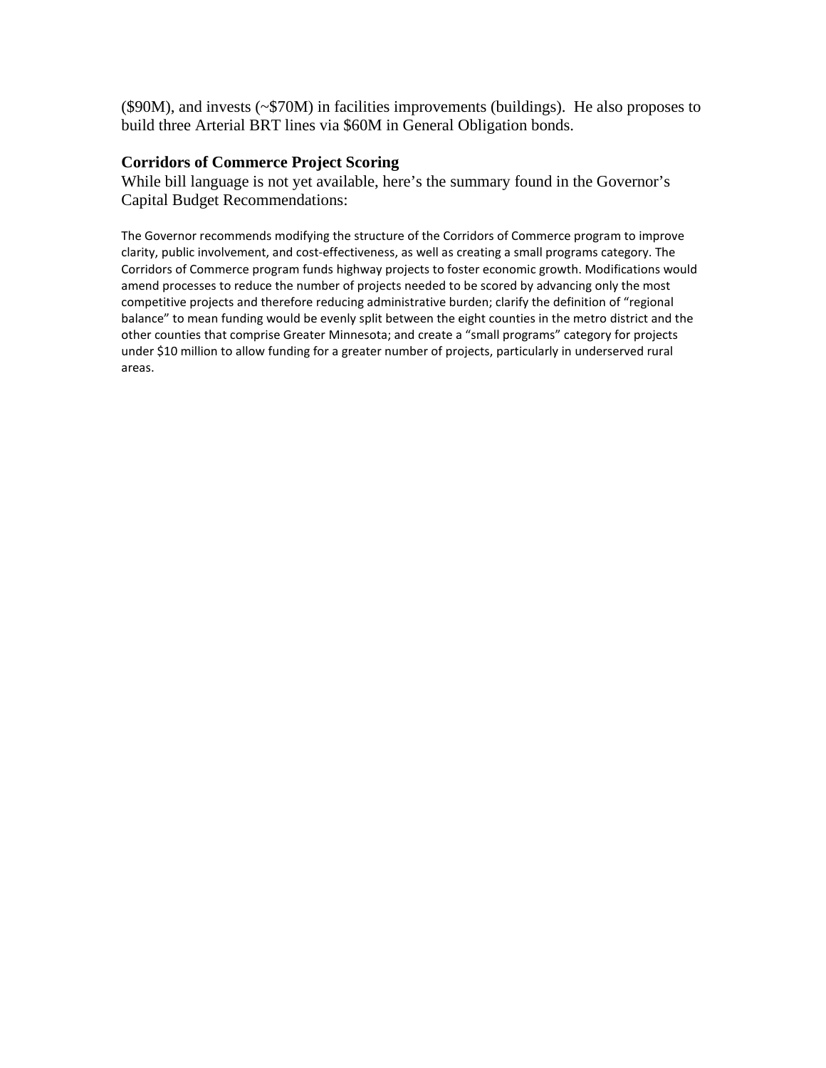($90M), and invests (~$70M) in facilities improvements (buildings). He also proposes to build three Arterial BRT lines via $60M in General Obligation bonds.

**Corridors of Commerce Project Scoring**

While bill language is not yet available, here's the summary found in the Governor's Capital Budget Recommendations:

The Governor recommends modifying the structure of the Corridors of Commerce program to improve clarity, public involvement, and cost-effectiveness, as well as creating a small programs category. The Corridors of Commerce program funds highway projects to foster economic growth. Modifications would amend processes to reduce the number of projects needed to be scored by advancing only the most competitive projects and therefore reducing administrative burden; clarify the definition of "regional balance" to mean funding would be evenly split between the eight counties in the metro district and the other counties that comprise Greater Minnesota; and create a "small programs" category for projects under $10 million to allow funding for a greater number of projects, particularly in underserved rural areas.